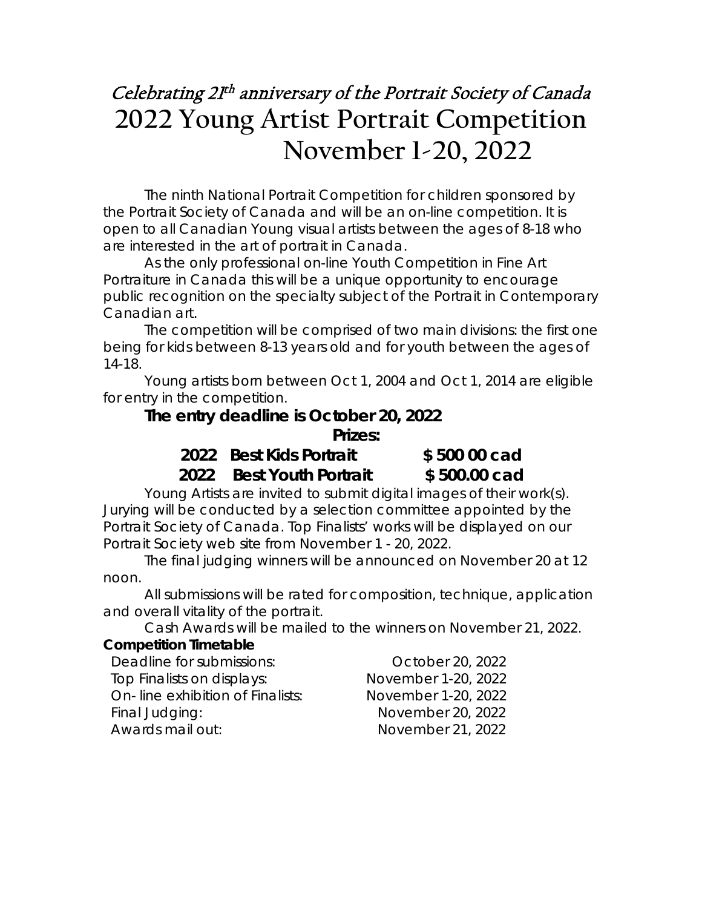*Celebrating 21th anniversary of the Portrait Society of Canada*

# 2022 Young Artist Portrait Competition
# November 1-20, 2022

The ninth National Portrait Competition for children sponsored by the Portrait Society of Canada and will be an on-line competition. It is open to all Canadian Young visual artists between the ages of 8-18 who are interested in the art of portrait in Canada.

As the only professional on-line Youth Competition in Fine Art Portraiture in Canada this will be a unique opportunity to encourage public recognition on the specialty subject of the Portrait in Contemporary Canadian art.

The competition will be comprised of two main divisions: the first one being for kids between 8-13 years old and for youth between the ages of 14-18.

Young artists born between Oct 1, 2004 and Oct 1, 2014 are eligible for entry in the competition.

**The entry deadline is October 20, 2022**

**Prizes:**

**2022 Best Kids Portrait $ 500 00 cad**

**2022 Best Youth Portrait $ 500.00 cad**

Young Artists are invited to submit digital images of their work(s). Jurying will be conducted by a selection committee appointed by the Portrait Society of Canada. Top Finalists' works will be displayed on our Portrait Society web site from November 1 - 20, 2022.

The final judging winners will be announced on November 20 at 12 noon.

All submissions will be rated for composition, technique, application and overall vitality of the portrait.

Cash Awards will be mailed to the winners on November 21, 2022.

**Competition Timetable**

| | |
|---|---|
| Deadline for submissions: | October 20, 2022 |
| Top Finalists on displays: | November 1-20, 2022 |
| On- line exhibition of Finalists: | November 1-20, 2022 |
| Final Judging: | November 20, 2022 |
| Awards mail out: | November 21, 2022 |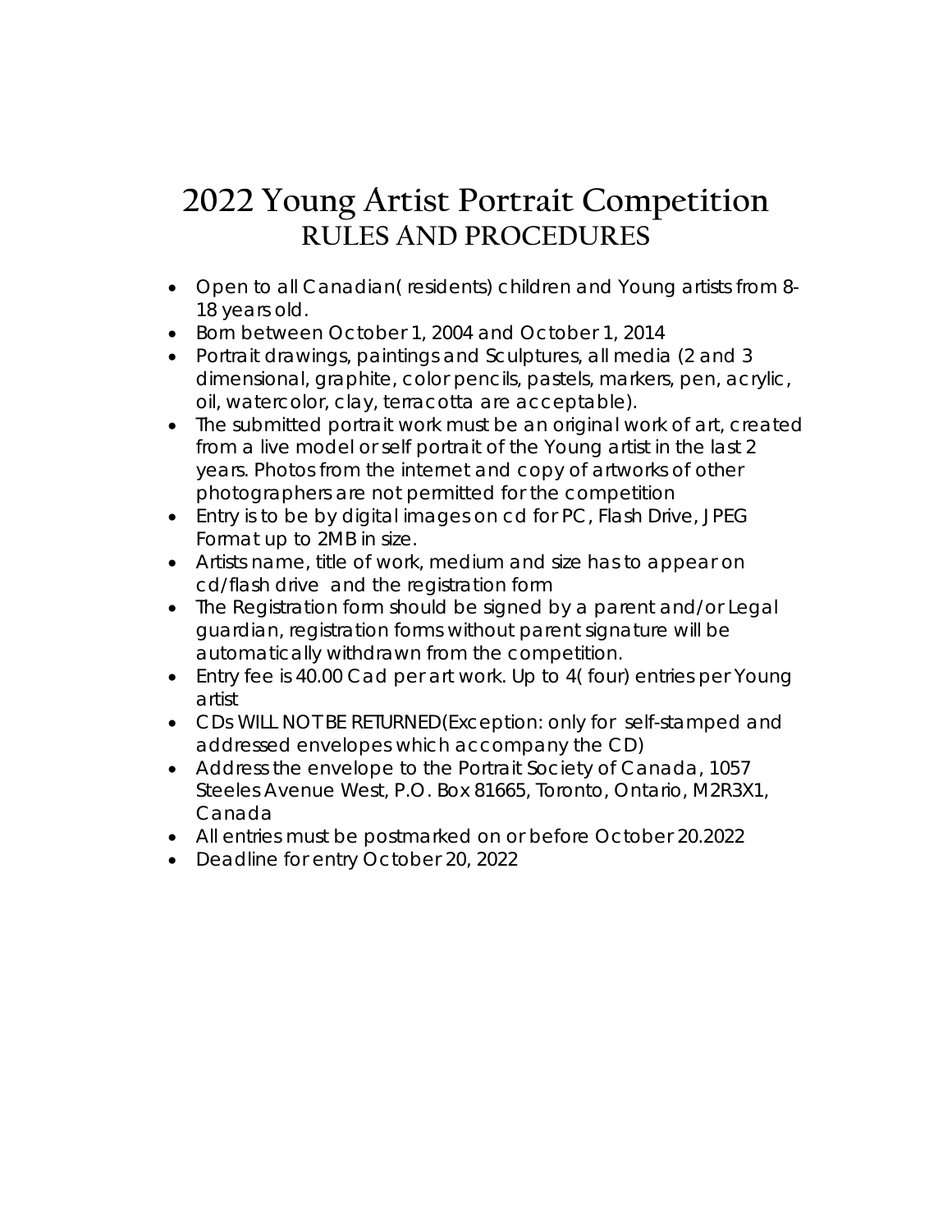# 2022 Young Artist Portrait Competition
## RULES AND PROCEDURES

- Open to all Canadian( residents) children and Young artists from 8-18 years old.
- Born between October 1, 2004 and October 1, 2014
- Portrait drawings, paintings and Sculptures, all media (2 and 3 dimensional, graphite, color pencils, pastels, markers, pen, acrylic, oil, watercolor, clay, terracotta are acceptable).
- The submitted portrait work must be an original work of art, created from a live model or self portrait of the Young artist in the last 2 years. Photos from the internet and copy of artworks of other photographers are not permitted for the competition
- Entry is to be by digital images on cd for PC, Flash Drive, JPEG Format up to 2MB in size.
- Artists name, title of work, medium and size has to appear on cd/flash drive and the registration form
- The Registration form should be signed by a parent and/or Legal guardian, registration forms without parent signature will be automatically withdrawn from the competition.
- Entry fee is 40.00 Cad per art work. Up to 4( four) entries per Young artist
- CDs WILL NOT BE RETURNED(Exception: only for self-stamped and addressed envelopes which accompany the CD)
- Address the envelope to the Portrait Society of Canada, 1057 Steeles Avenue West, P.O. Box 81665, Toronto, Ontario, M2R3X1, Canada
- All entries must be postmarked on or before October 20.2022
- Deadline for entry October 20, 2022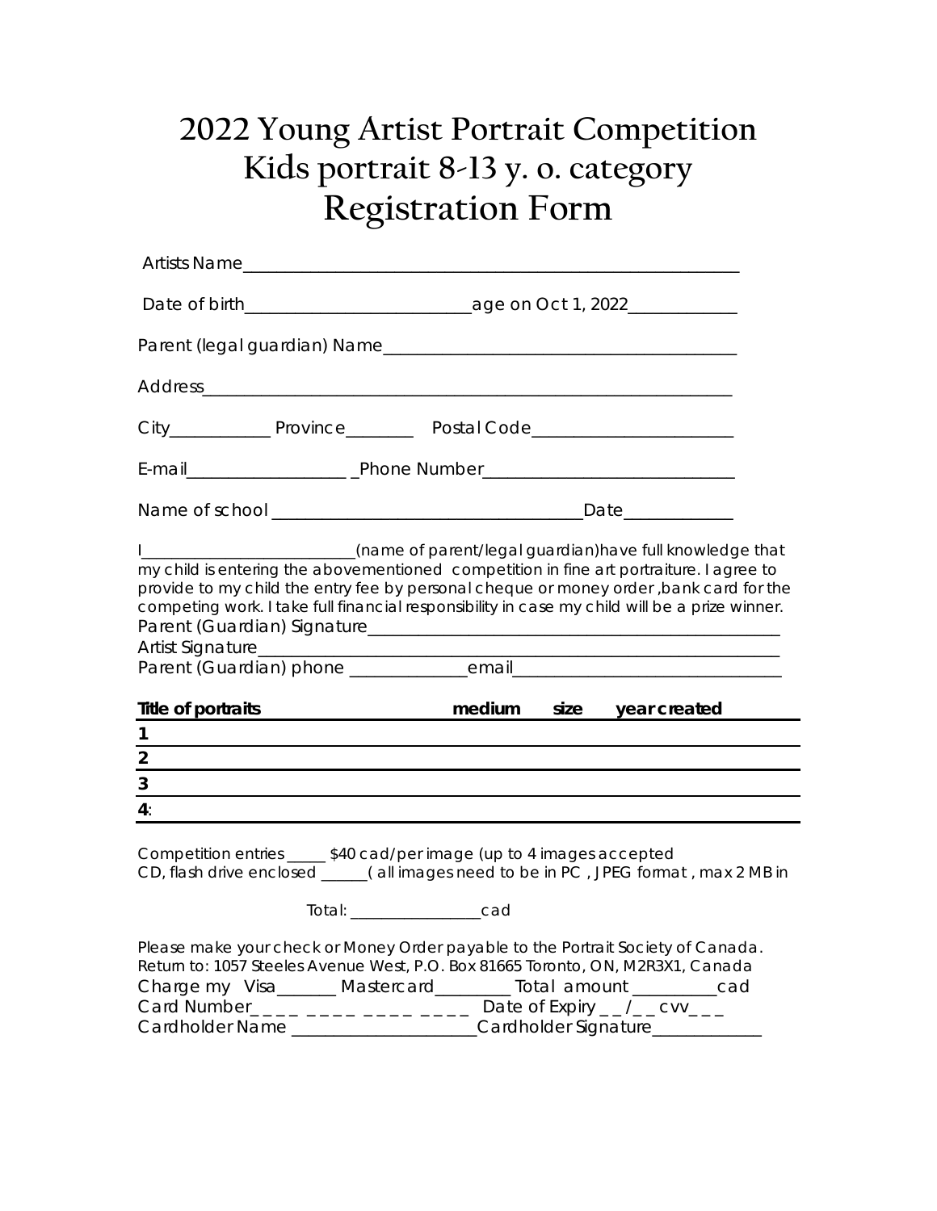# 2022 Young Artist Portrait Competition
# Kids portrait 8-13 y. o. category
# Registration Form

Artists Name_______________________________________________________

Date of birth___________________________age on Oct 1, 2022_____________

Parent (legal guardian) Name_________________________________________

Address_____________________________________________________________

City____________ Province________ Postal Code________________________

E-mail___________________ _Phone Number______________________________

Name of school ____________________________________Date_____________

I__________________________(name of parent/legal guardian)have full knowledge that my child is entering the abovementioned competition in fine art portraiture. I agree to provide to my child the entry fee by personal cheque or money order ,bank card for the competing work. I take full financial responsibility in case my child will be a prize winner.

Parent (Guardian) Signature_________________________________________________

Artist Signature___________________________________________________________

Parent (Guardian) phone ______________email________________________________

| Title of portraits | medium | size | year created |
|---|---|---|---|
| 1 | | | |
| 2 | | | |
| 3 | | | |
| 4: | | | |

Competition entries _____ $40 cad/per image (up to 4 images accepted

CD, flash drive enclosed ______( all images need to be in PC , JPEG format , max 2 MB in

Total: _________________cad

Please make your check or Money Order payable to the Portrait Society of Canada.

Return to: 1057 Steeles Avenue West, P.O. Box 81665 Toronto, ON, M2R3X1, Canada

Charge my Visa_______ Mastercard_________ Total amount __________cad

Card Number_ _ _ _ _ _ _ _ _ _ _ _ _ _ _ _ Date of Expiry _ _ /_ _ cvv_ _ _

Cardholder Name ______________________Cardholder Signature_____________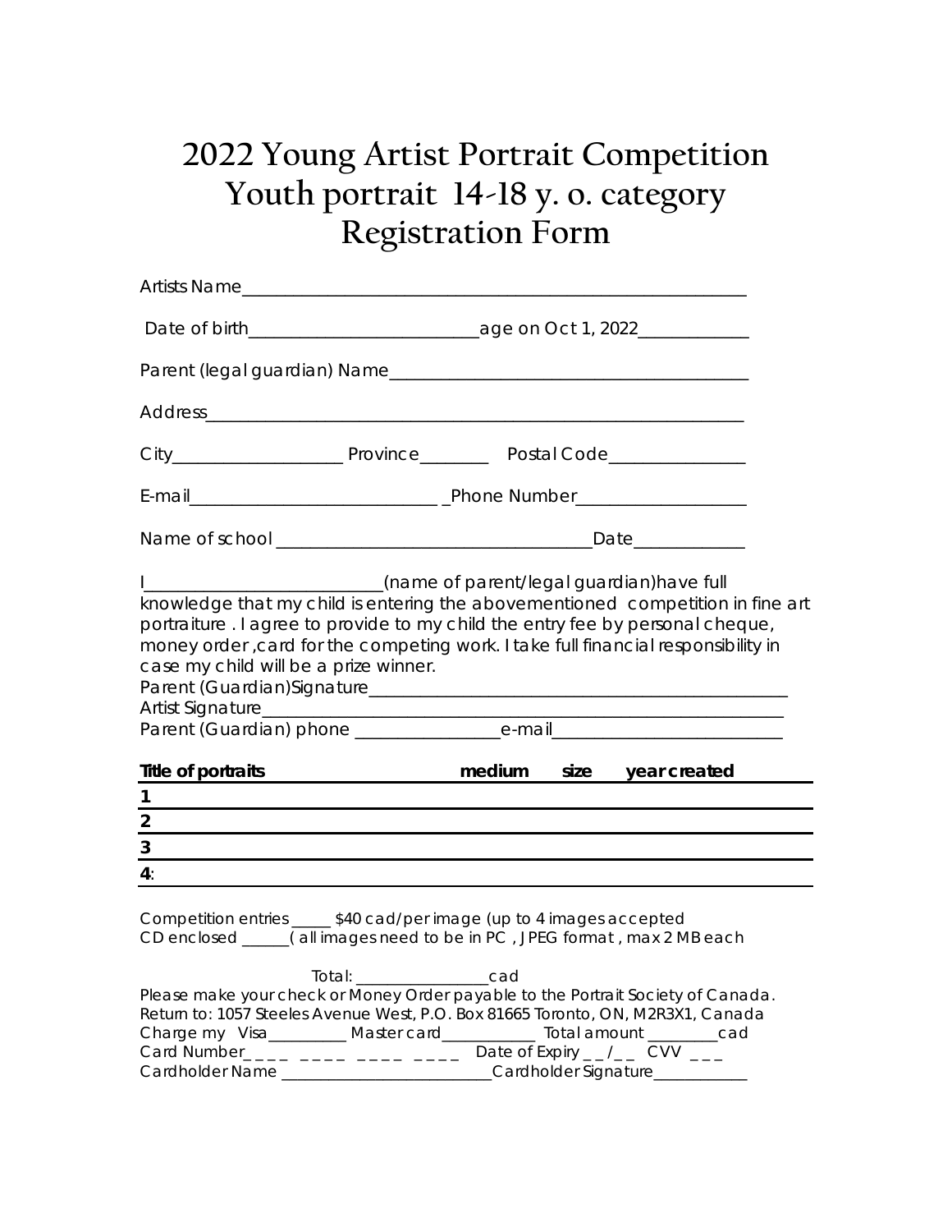// Form title, rendered as top-level headings.
# 2022 Young Artist Portrait Competition
# Youth portrait 14-18 y. o. category
# Registration Form

Artists Name________________________________________________________

Date of birth___________________________age on Oct 1, 2022____________

Parent (legal guardian) Name________________________________________

Address_____________________________________________________________

City___________________ Province________ Postal Code_______________

E-mail___________________________ _Phone Number___________________

Name of school ____________________________________Date____________

I___________________________(name of parent/legal guardian)have full knowledge that my child is entering the abovementioned competition in fine art portraiture . I agree to provide to my child the entry fee by personal cheque, money order ,card for the competing work. I take full financial responsibility in case my child will be a prize winner.

Parent (Guardian)Signature_______________________________________________

Artist Signature___________________________________________________________

Parent (Guardian) phone ________________e-mail__________________________

// Entry table for the portraits; rows 1–4 are blank on the form.
| | Title of portraits | medium | size | year created |
|---|---|---|---|---|
| 1 | | | | |
| 2 | | | | |
| 3 | | | | |
| 4: | | | | |

Competition entries _____ $40 cad/per image (up to 4 images accepted

CD enclosed ______( all images need to be in PC , JPEG format , max 2 MB each

Total: _________________cad

Please make your check or Money Order payable to the Portrait Society of Canada.

Return to: 1057 Steeles Avenue West, P.O. Box 81665 Toronto, ON, M2R3X1, Canada

Charge my Visa__________ Master card____________ Total amount _________cad

Card Number_ _ _ _ _ _ _ _ _ _ _ _ _ _ _ _ Date of Expiry _ _ /_ _ CVV _ _ _

Cardholder Name __________________________Cardholder Signature____________